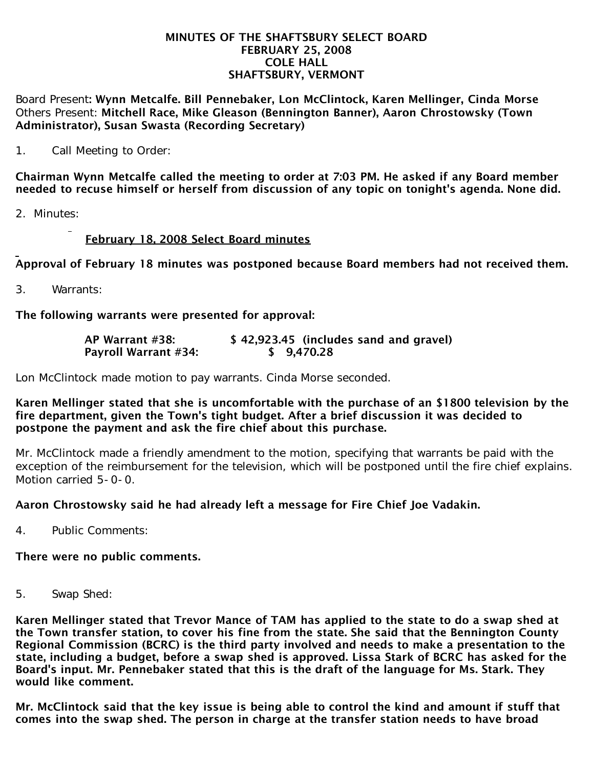**MINUTES OF THE SHAFTSBURY SELECT BOARD**
**FEBRUARY 25, 2008**
**COLE HALL**
**SHAFTSBURY, VERMONT**

Board Present: **Wynn Metcalfe. Bill Pennebaker, Lon McClintock, Karen Mellinger, Cinda Morse**
Others Present: **Mitchell Race, Mike Gleason (Bennington Banner), Aaron Chrostowsky (Town Administrator), Susan Swasta (Recording Secretary)**

1. Call Meeting to Order:

**Chairman Wynn Metcalfe called the meeting to order at 7:03 PM. He asked if any Board member needed to recuse himself or herself from discussion of any topic on tonight's agenda. None did.**

2. Minutes:

**February 18, 2008 Select Board minutes**

**Approval of February 18 minutes was postponed because Board members had not received them.**

3. Warrants:

**The following warrants were presented for approval:**

| | |
|---|---|
| **AP Warrant #38:** | **$ 42,923.45 (includes sand and gravel)** |
| **Payroll Warrant #34:** | **$ 9,470.28** |

Lon McClintock made motion to pay warrants. Cinda Morse seconded.

**Karen Mellinger stated that she is uncomfortable with the purchase of an $1800 television by the fire department, given the Town's tight budget. After a brief discussion it was decided to postpone the payment and ask the fire chief about this purchase.**

Mr. McClintock made a friendly amendment to the motion, specifying that warrants be paid with the exception of the reimbursement for the television, which will be postponed until the fire chief explains. Motion carried 5-0-0.

**Aaron Chrostowsky said he had already left a message for Fire Chief Joe Vadakin.**

4. Public Comments:

**There were no public comments.**

5. Swap Shed:

**Karen Mellinger stated that Trevor Mance of TAM has applied to the state to do a swap shed at the Town transfer station, to cover his fine from the state. She said that the Bennington County Regional Commission (BCRC) is the third party involved and needs to make a presentation to the state, including a budget, before a swap shed is approved. Lissa Stark of BCRC has asked for the Board's input. Mr. Pennebaker stated that this is the draft of the language for Ms. Stark. They would like comment.**

**Mr. McClintock said that the key issue is being able to control the kind and amount if stuff that comes into the swap shed. The person in charge at the transfer station needs to have broad**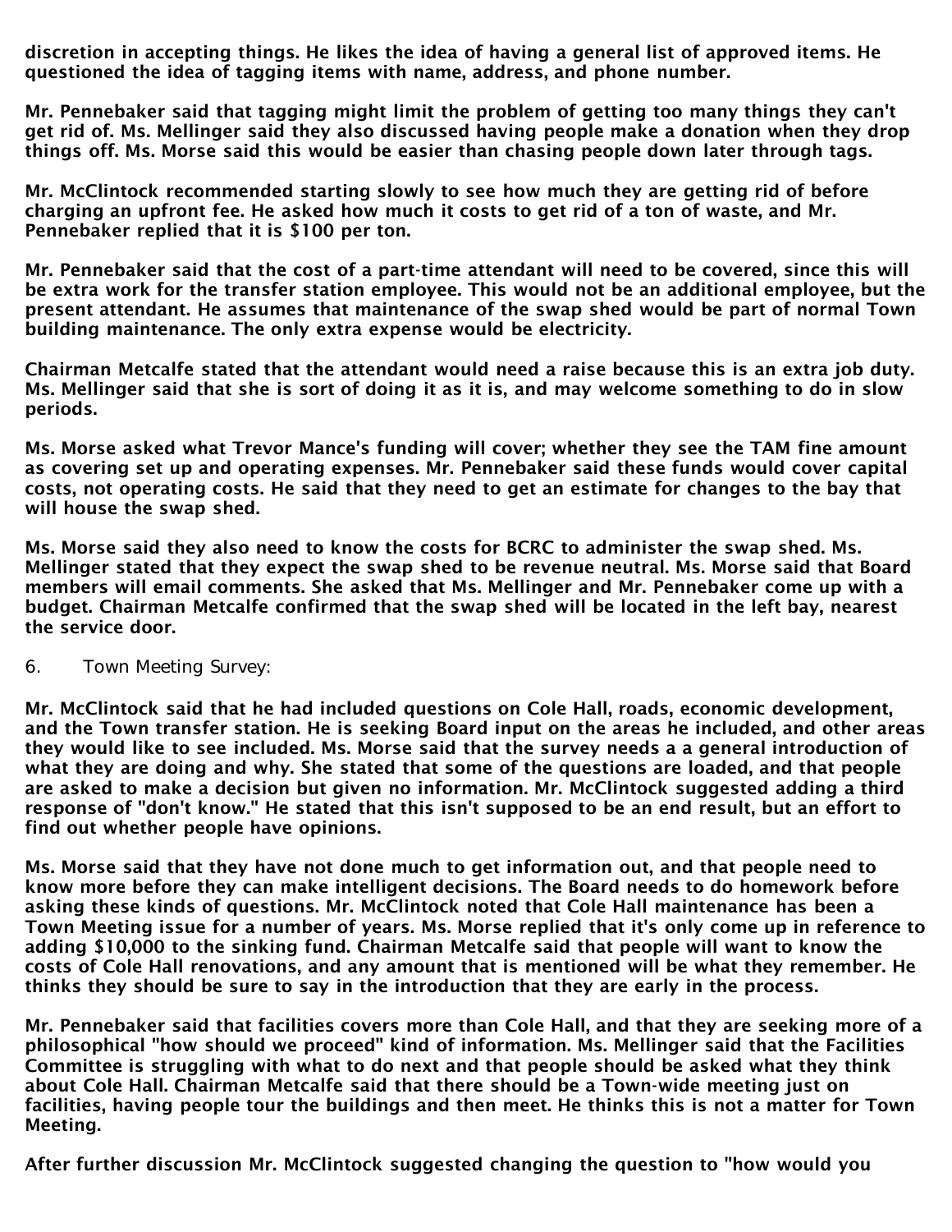discretion in accepting things. He likes the idea of having a general list of approved items. He questioned the idea of tagging items with name, address, and phone number.

Mr. Pennebaker said that tagging might limit the problem of getting too many things they can't get rid of. Ms. Mellinger said they also discussed having people make a donation when they drop things off. Ms. Morse said this would be easier than chasing people down later through tags.

Mr. McClintock recommended starting slowly to see how much they are getting rid of before charging an upfront fee. He asked how much it costs to get rid of a ton of waste, and Mr. Pennebaker replied that it is $100 per ton.

Mr. Pennebaker said that the cost of a part-time attendant will need to be covered, since this will be extra work for the transfer station employee. This would not be an additional employee, but the present attendant. He assumes that maintenance of the swap shed would be part of normal Town building maintenance. The only extra expense would be electricity.

Chairman Metcalfe stated that the attendant would need a raise because this is an extra job duty. Ms. Mellinger said that she is sort of doing it as it is, and may welcome something to do in slow periods.

Ms. Morse asked what Trevor Mance's funding will cover; whether they see the TAM fine amount as covering set up and operating expenses. Mr. Pennebaker said these funds would cover capital costs, not operating costs. He said that they need to get an estimate for changes to the bay that will house the swap shed.

Ms. Morse said they also need to know the costs for BCRC to administer the swap shed. Ms. Mellinger stated that they expect the swap shed to be revenue neutral. Ms. Morse said that Board members will email comments. She asked that Ms. Mellinger and Mr. Pennebaker come up with a budget. Chairman Metcalfe confirmed that the swap shed will be located in the left bay, nearest the service door.

6. Town Meeting Survey:

Mr. McClintock said that he had included questions on Cole Hall, roads, economic development, and the Town transfer station. He is seeking Board input on the areas he included, and other areas they would like to see included. Ms. Morse said that the survey needs a a general introduction of what they are doing and why. She stated that some of the questions are loaded, and that people are asked to make a decision but given no information. Mr. McClintock suggested adding a third response of "don't know." He stated that this isn't supposed to be an end result, but an effort to find out whether people have opinions.

Ms. Morse said that they have not done much to get information out, and that people need to know more before they can make intelligent decisions. The Board needs to do homework before asking these kinds of questions. Mr. McClintock noted that Cole Hall maintenance has been a Town Meeting issue for a number of years. Ms. Morse replied that it's only come up in reference to adding $10,000 to the sinking fund. Chairman Metcalfe said that people will want to know the costs of Cole Hall renovations, and any amount that is mentioned will be what they remember. He thinks they should be sure to say in the introduction that they are early in the process.

Mr. Pennebaker said that facilities covers more than Cole Hall, and that they are seeking more of a philosophical "how should we proceed" kind of information. Ms. Mellinger said that the Facilities Committee is struggling with what to do next and that people should be asked what they think about Cole Hall. Chairman Metcalfe said that there should be a Town-wide meeting just on facilities, having people tour the buildings and then meet. He thinks this is not a matter for Town Meeting.

After further discussion Mr. McClintock suggested changing the question to "how would you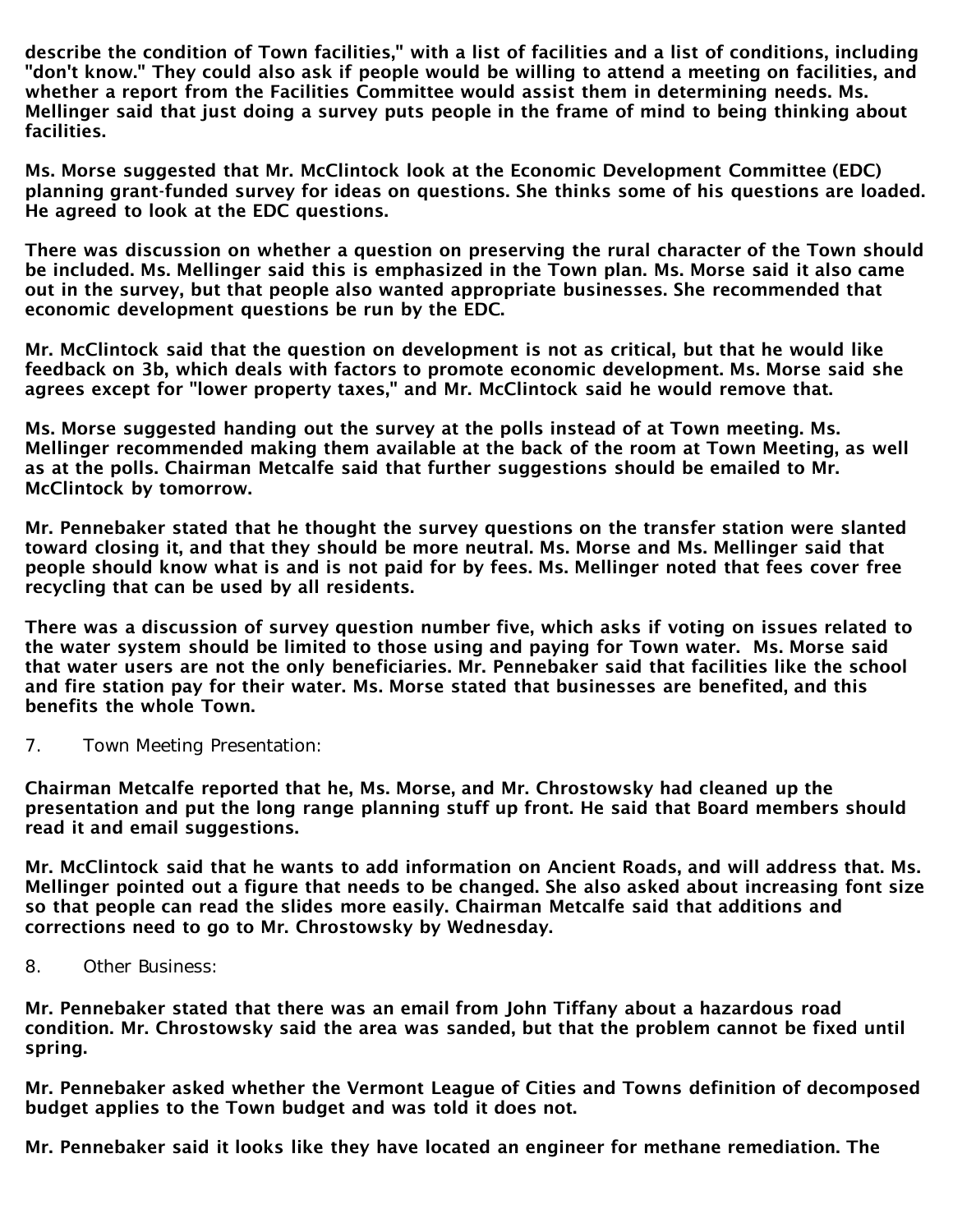describe the condition of Town facilities," with a list of facilities and a list of conditions, including "don't know." They could also ask if people would be willing to attend a meeting on facilities, and whether a report from the Facilities Committee would assist them in determining needs. Ms. Mellinger said that just doing a survey puts people in the frame of mind to being thinking about facilities.

Ms. Morse suggested that Mr. McClintock look at the Economic Development Committee (EDC) planning grant-funded survey for ideas on questions. She thinks some of his questions are loaded. He agreed to look at the EDC questions.

There was discussion on whether a question on preserving the rural character of the Town should be included. Ms. Mellinger said this is emphasized in the Town plan. Ms. Morse said it also came out in the survey, but that people also wanted appropriate businesses. She recommended that economic development questions be run by the EDC.

Mr. McClintock said that the question on development is not as critical, but that he would like feedback on 3b, which deals with factors to promote economic development. Ms. Morse said she agrees except for "lower property taxes," and Mr. McClintock said he would remove that.

Ms. Morse suggested handing out the survey at the polls instead of at Town meeting. Ms. Mellinger recommended making them available at the back of the room at Town Meeting, as well as at the polls. Chairman Metcalfe said that further suggestions should be emailed to Mr. McClintock by tomorrow.

Mr. Pennebaker stated that he thought the survey questions on the transfer station were slanted toward closing it, and that they should be more neutral. Ms. Morse and Ms. Mellinger said that people should know what is and is not paid for by fees. Ms. Mellinger noted that fees cover free recycling that can be used by all residents.

There was a discussion of survey question number five, which asks if voting on issues related to the water system should be limited to those using and paying for Town water. Ms. Morse said that water users are not the only beneficiaries. Mr. Pennebaker said that facilities like the school and fire station pay for their water. Ms. Morse stated that businesses are benefited, and this benefits the whole Town.

7. Town Meeting Presentation:

Chairman Metcalfe reported that he, Ms. Morse, and Mr. Chrostowsky had cleaned up the presentation and put the long range planning stuff up front. He said that Board members should read it and email suggestions.

Mr. McClintock said that he wants to add information on Ancient Roads, and will address that. Ms. Mellinger pointed out a figure that needs to be changed. She also asked about increasing font size so that people can read the slides more easily. Chairman Metcalfe said that additions and corrections need to go to Mr. Chrostowsky by Wednesday.

8. Other Business:

Mr. Pennebaker stated that there was an email from John Tiffany about a hazardous road condition. Mr. Chrostowsky said the area was sanded, but that the problem cannot be fixed until spring.

Mr. Pennebaker asked whether the Vermont League of Cities and Towns definition of decomposed budget applies to the Town budget and was told it does not.

Mr. Pennebaker said it looks like they have located an engineer for methane remediation. The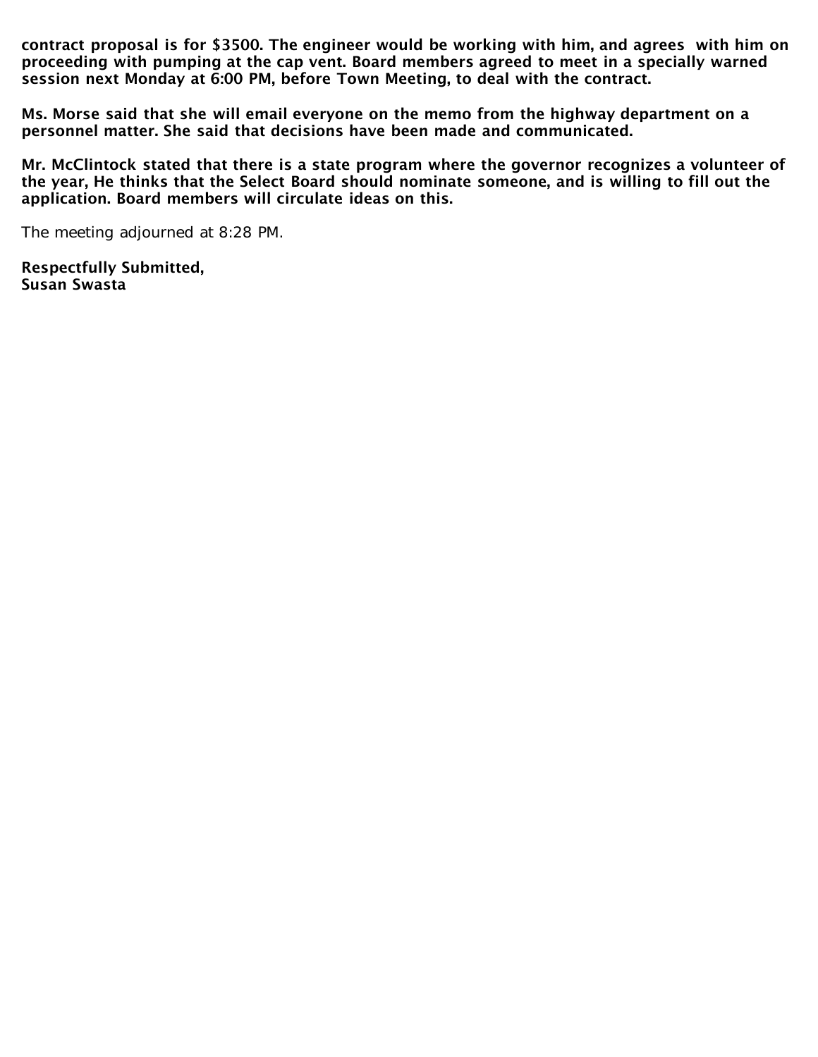**contract proposal is for $3500. The engineer would be working with him, and agrees with him on proceeding with pumping at the cap vent. Board members agreed to meet in a specially warned session next Monday at 6:00 PM, before Town Meeting, to deal with the contract.**

**Ms. Morse said that she will email everyone on the memo from the highway department on a personnel matter. She said that decisions have been made and communicated.**

**Mr. McClintock stated that there is a state program where the governor recognizes a volunteer of the year, He thinks that the Select Board should nominate someone, and is willing to fill out the application. Board members will circulate ideas on this.**

The meeting adjourned at 8:28 PM.

**Respectfully Submitted,**
**Susan Swasta**